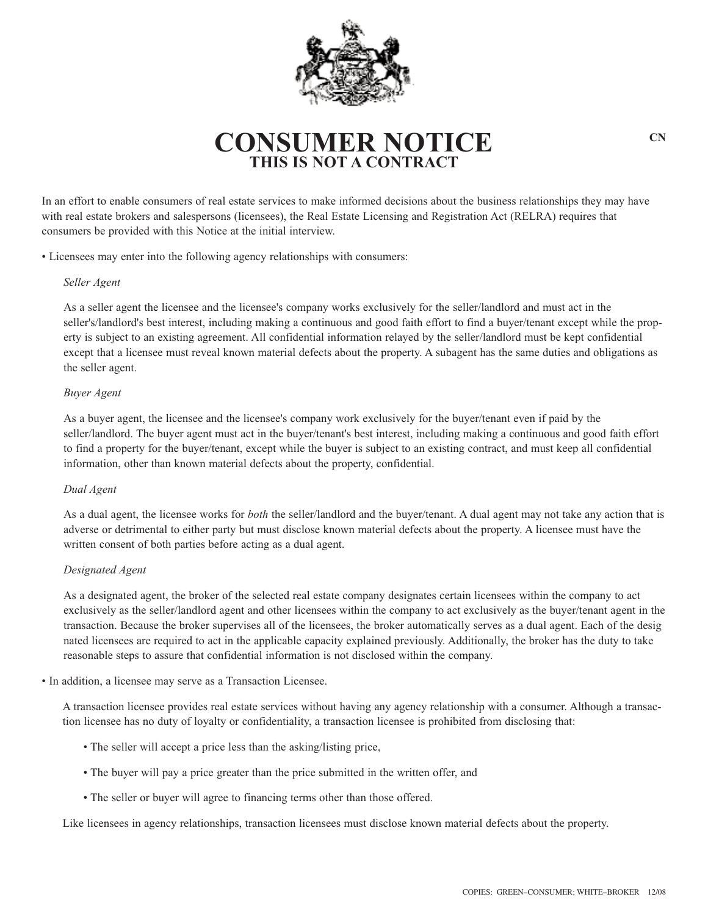# CONSUMER NOTICE

CN

## THIS IS NOT A CONTRACT

In an effort to enable consumers of real estate services to make informed decisions about the business relationships they may have with real estate brokers and salespersons (licensees), the Real Estate Licensing and Registration Act (RELRA) requires that consumers be provided with this Notice at the initial interview.

- Licensees may enter into the following agency relationships with consumers:

  *Seller Agent*

  As a seller agent the licensee and the licensee's company works exclusively for the seller/landlord and must act in the seller's/landlord's best interest, including making a continuous and good faith effort to find a buyer/tenant except while the property is subject to an existing agreement. All confidential information relayed by the seller/landlord must be kept confidential except that a licensee must reveal known material defects about the property. A subagent has the same duties and obligations as the seller agent.

  *Buyer Agent*

  As a buyer agent, the licensee and the licensee's company work exclusively for the buyer/tenant even if paid by the seller/landlord. The buyer agent must act in the buyer/tenant's best interest, including making a continuous and good faith effort to find a property for the buyer/tenant, except while the buyer is subject to an existing contract, and must keep all confidential information, other than known material defects about the property, confidential.

  *Dual Agent*

  As a dual agent, the licensee works for *both* the seller/landlord and the buyer/tenant. A dual agent may not take any action that is adverse or detrimental to either party but must disclose known material defects about the property. A licensee must have the written consent of both parties before acting as a dual agent.

  *Designated Agent*

  As a designated agent, the broker of the selected real estate company designates certain licensees within the company to act exclusively as the seller/landlord agent and other licensees within the company to act exclusively as the buyer/tenant agent in the transaction. Because the broker supervises all of the licensees, the broker automatically serves as a dual agent. Each of the designated licensees are required to act in the applicable capacity explained previously. Additionally, the broker has the duty to take reasonable steps to assure that confidential information is not disclosed within the company.

- In addition, a licensee may serve as a Transaction Licensee.

  A transaction licensee provides real estate services without having any agency relationship with a consumer. Although a transaction licensee has no duty of loyalty or confidentiality, a transaction licensee is prohibited from disclosing that:

  - The seller will accept a price less than the asking/listing price,
  - The buyer will pay a price greater than the price submitted in the written offer, and
  - The seller or buyer will agree to financing terms other than those offered.

  Like licensees in agency relationships, transaction licensees must disclose known material defects about the property.

COPIES: GREEN–CONSUMER; WHITE–BROKER 12/08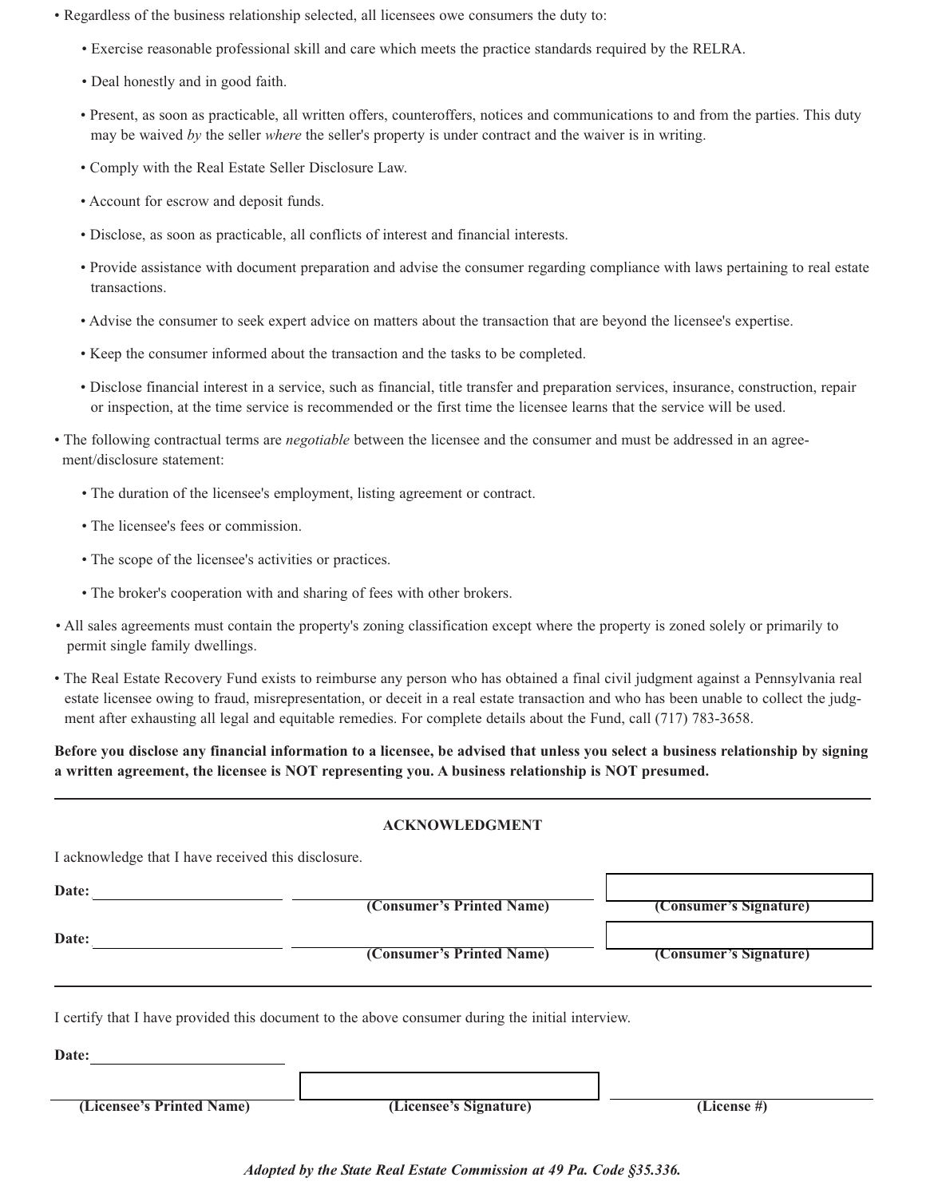- Regardless of the business relationship selected, all licensees owe consumers the duty to:
  - Exercise reasonable professional skill and care which meets the practice standards required by the RELRA.
  - Deal honestly and in good faith.
  - Present, as soon as practicable, all written offers, counteroffers, notices and communications to and from the parties. This duty may be waived *by* the seller *where* the seller's property is under contract and the waiver is in writing.
  - Comply with the Real Estate Seller Disclosure Law.
  - Account for escrow and deposit funds.
  - Disclose, as soon as practicable, all conflicts of interest and financial interests.
  - Provide assistance with document preparation and advise the consumer regarding compliance with laws pertaining to real estate transactions.
  - Advise the consumer to seek expert advice on matters about the transaction that are beyond the licensee's expertise.
  - Keep the consumer informed about the transaction and the tasks to be completed.
  - Disclose financial interest in a service, such as financial, title transfer and preparation services, insurance, construction, repair or inspection, at the time service is recommended or the first time the licensee learns that the service will be used.
- The following contractual terms are *negotiable* between the licensee and the consumer and must be addressed in an agreement/disclosure statement:
  - The duration of the licensee's employment, listing agreement or contract.
  - The licensee's fees or commission.
  - The scope of the licensee's activities or practices.
  - The broker's cooperation with and sharing of fees with other brokers.
- All sales agreements must contain the property's zoning classification except where the property is zoned solely or primarily to permit single family dwellings.
- The Real Estate Recovery Fund exists to reimburse any person who has obtained a final civil judgment against a Pennsylvania real estate licensee owing to fraud, misrepresentation, or deceit in a real estate transaction and who has been unable to collect the judgment after exhausting all legal and equitable remedies. For complete details about the Fund, call (717) 783-3658.

**Before you disclose any financial information to a licensee, be advised that unless you select a business relationship by signing a written agreement, the licensee is NOT representing you. A business relationship is NOT presumed.**

---

**ACKNOWLEDGMENT**

I acknowledge that I have received this disclosure.

**Date:** ______________________ ______________________ ______________________
**(Consumer's Printed Name)** **(Consumer's Signature)**

**Date:** ______________________ ______________________ ______________________
**(Consumer's Printed Name)** **(Consumer's Signature)**

---

I certify that I have provided this document to the above consumer during the initial interview.

**Date:** ______________________

______________________ ______________________ ______________________
**(Licensee's Printed Name)** **(Licensee's Signature)** **(License #)**

***Adopted by the State Real Estate Commission at 49 Pa. Code §35.336.***